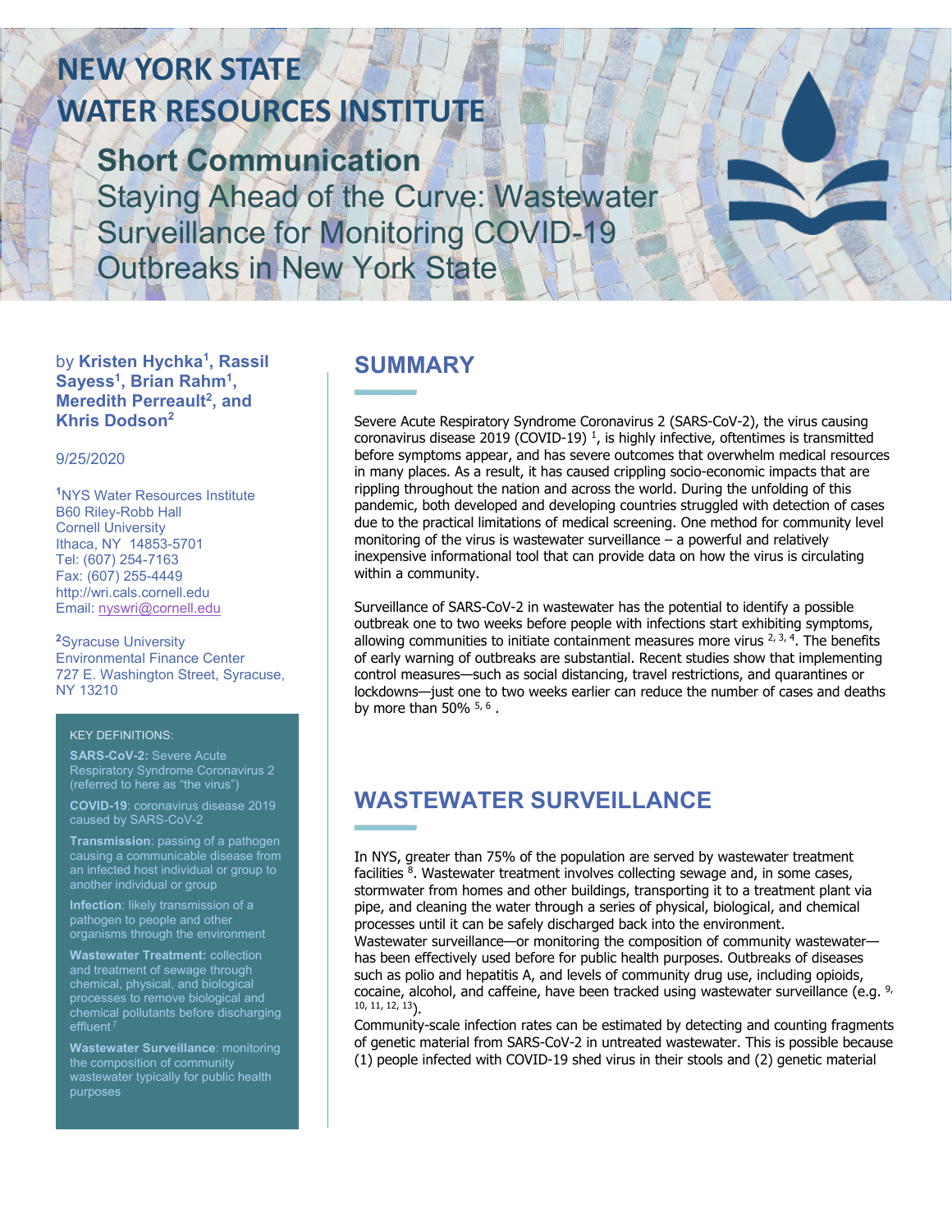# NEW YORK STATE WATER RESOURCES INSTITUTE

## Short Communication

## Staying Ahead of the Curve: Wastewater Surveillance for Monitoring COVID-19 Outbreaks in New York State

by **Kristen Hychka[1], Rassil Sayess[1], Brian Rahm[1], Meredith Perreault[2], and Khris Dodson[2]**

9/25/2020

[1]NYS Water Resources Institute
B60 Riley-Robb Hall
Cornell University
Ithaca, NY 14853-5701
Tel: (607) 254-7163
Fax: (607) 255-4449
http://wri.cals.cornell.edu
Email: nyswri@cornell.edu

[2]Syracuse University
Environmental Finance Center
727 E. Washington Street, Syracuse, NY 13210

KEY DEFINITIONS:

**SARS-CoV-2:** Severe Acute Respiratory Syndrome Coronavirus 2 (referred to here as "the virus")

**COVID-19**: coronavirus disease 2019 caused by SARS-CoV-2

**Transmission**: passing of a pathogen causing a communicable disease from an infected host individual or group to another individual or group

**Infection**: likely transmission of a pathogen to people and other organisms through the environment

**Wastewater Treatment:** collection and treatment of sewage through chemical, physical, and biological processes to remove biological and chemical pollutants before discharging effluent [7]

**Wastewater Surveillance**: monitoring the composition of community wastewater typically for public health purposes

## SUMMARY

Severe Acute Respiratory Syndrome Coronavirus 2 (SARS-CoV-2), the virus causing coronavirus disease 2019 (COVID-19) [1], is highly infective, oftentimes is transmitted before symptoms appear, and has severe outcomes that overwhelm medical resources in many places. As a result, it has caused crippling socio-economic impacts that are rippling throughout the nation and across the world. During the unfolding of this pandemic, both developed and developing countries struggled with detection of cases due to the practical limitations of medical screening. One method for community level monitoring of the virus is wastewater surveillance – a powerful and relatively inexpensive informational tool that can provide data on how the virus is circulating within a community.

Surveillance of SARS-CoV-2 in wastewater has the potential to identify a possible outbreak one to two weeks before people with infections start exhibiting symptoms, allowing communities to initiate containment measures more virus [2, 3, 4]. The benefits of early warning of outbreaks are substantial. Recent studies show that implementing control measures—such as social distancing, travel restrictions, and quarantines or lockdowns—just one to two weeks earlier can reduce the number of cases and deaths by more than 50% [5, 6] .

## WASTEWATER SURVEILLANCE

In NYS, greater than 75% of the population are served by wastewater treatment facilities [8]. Wastewater treatment involves collecting sewage and, in some cases, stormwater from homes and other buildings, transporting it to a treatment plant via pipe, and cleaning the water through a series of physical, biological, and chemical processes until it can be safely discharged back into the environment.

Wastewater surveillance—or monitoring the composition of community wastewater—has been effectively used before for public health purposes. Outbreaks of diseases such as polio and hepatitis A, and levels of community drug use, including opioids, cocaine, alcohol, and caffeine, have been tracked using wastewater surveillance (e.g. [9, 10, 11, 12, 13]).

Community-scale infection rates can be estimated by detecting and counting fragments of genetic material from SARS-CoV-2 in untreated wastewater. This is possible because (1) people infected with COVID-19 shed virus in their stools and (2) genetic material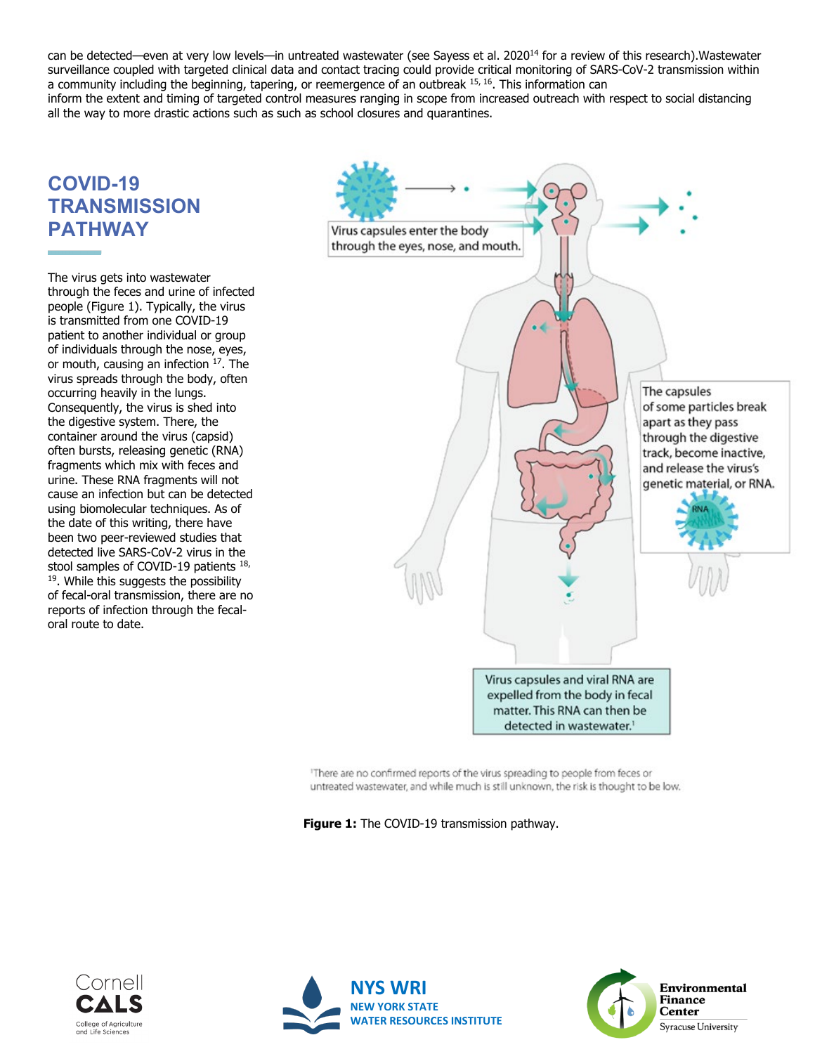can be detected—even at very low levels—in untreated wastewater (see Sayess et al. 2020[14] for a review of this research).Wastewater surveillance coupled with targeted clinical data and contact tracing could provide critical monitoring of SARS-CoV-2 transmission within a community including the beginning, tapering, or reemergence of an outbreak [15, 16]. This information can inform the extent and timing of targeted control measures ranging in scope from increased outreach with respect to social distancing all the way to more drastic actions such as such as school closures and quarantines.

## COVID-19 TRANSMISSION PATHWAY

The virus gets into wastewater through the feces and urine of infected people (Figure 1). Typically, the virus is transmitted from one COVID-19 patient to another individual or group of individuals through the nose, eyes, or mouth, causing an infection [17]. The virus spreads through the body, often occurring heavily in the lungs. Consequently, the virus is shed into the digestive system. There, the container around the virus (capsid) often bursts, releasing genetic (RNA) fragments which mix with feces and urine. These RNA fragments will not cause an infection but can be detected using biomolecular techniques. As of the date of this writing, there have been two peer-reviewed studies that detected live SARS-CoV-2 virus in the stool samples of COVID-19 patients [18, 19]. While this suggests the possibility of fecal-oral transmission, there are no reports of infection through the fecal-oral route to date.

Virus capsules enter the body through the eyes, nose, and mouth.

The capsules of some particles break apart as they pass through the digestive track, become inactive, and release the virus's genetic material, or RNA.

RNA

Virus capsules and viral RNA are expelled from the body in fecal matter. This RNA can then be detected in wastewater.[1]

[1]There are no confirmed reports of the virus spreading to people from feces or untreated wastewater, and while much is still unknown, the risk is thought to be low.

**Figure 1:** The COVID-19 transmission pathway.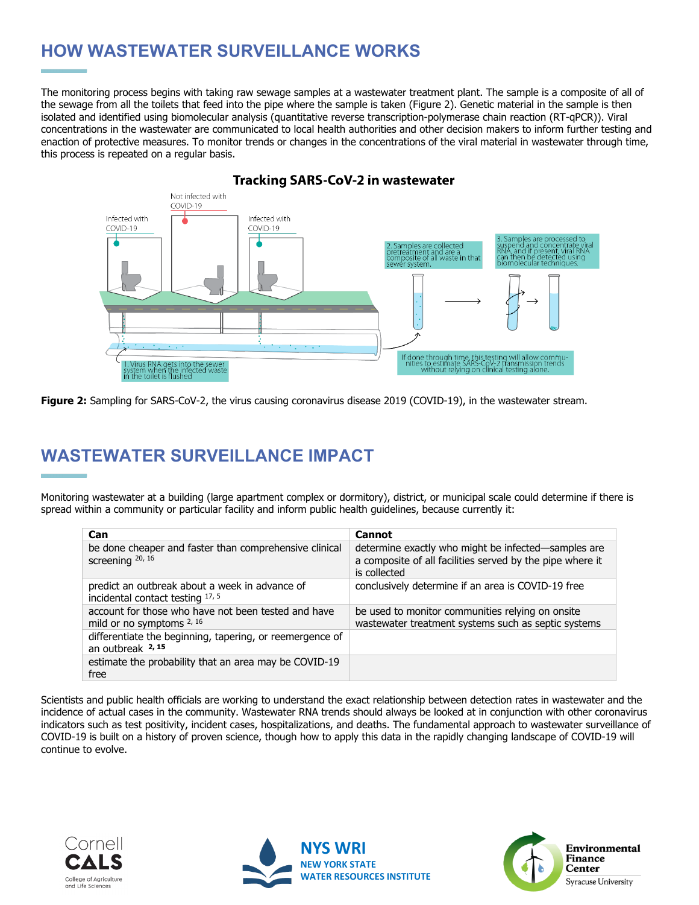## HOW WASTEWATER SURVEILLANCE WORKS

The monitoring process begins with taking raw sewage samples at a wastewater treatment plant. The sample is a composite of all of the sewage from all the toilets that feed into the pipe where the sample is taken (Figure 2). Genetic material in the sample is then isolated and identified using biomolecular analysis (quantitative reverse transcription-polymerase chain reaction (RT-qPCR)). Viral concentrations in the wastewater are communicated to local health authorities and other decision makers to inform further testing and enaction of protective measures. To monitor trends or changes in the concentrations of the viral material in wastewater through time, this process is repeated on a regular basis.

**Tracking SARS-CoV-2 in wastewater**

Infected with COVID-19

Not infected with COVID-19

Infected with COVID-19

1. Virus RNA gets into the sewer system when the infected waste in the toilet is flushed

2. Samples are collected pretreatment and are a composite of all waste in that sewer system.

3. Samples are processed to suspend and concentrate viral RNA, and if present, viral RNA can then be detected using biomolecular techniques.

If done through time, this testing will allow communities to estimate SARS-CoV-2 transmission trends without relying on clinical testing alone.

**Figure 2:** Sampling for SARS-CoV-2, the virus causing coronavirus disease 2019 (COVID-19), in the wastewater stream.

## WASTEWATER SURVEILLANCE IMPACT

Monitoring wastewater at a building (large apartment complex or dormitory), district, or municipal scale could determine if there is spread within a community or particular facility and inform public health guidelines, because currently it:

| Can | Cannot |
|---|---|
| be done cheaper and faster than comprehensive clinical screening [20, 16] | determine exactly who might be infected—samples are a composite of all facilities served by the pipe where it is collected |
| predict an outbreak about a week in advance of incidental contact testing [17, 5] | conclusively determine if an area is COVID-19 free |
| account for those who have not been tested and have mild or no symptoms [2, 16] | be used to monitor communities relying on onsite wastewater treatment systems such as septic systems |
| differentiate the beginning, tapering, or reemergence of an outbreak [2, 15] | |
| estimate the probability that an area may be COVID-19 free | |

Scientists and public health officials are working to understand the exact relationship between detection rates in wastewater and the incidence of actual cases in the community. Wastewater RNA trends should always be looked at in conjunction with other coronavirus indicators such as test positivity, incident cases, hospitalizations, and deaths. The fundamental approach to wastewater surveillance of COVID-19 is built on a history of proven science, though how to apply this data in the rapidly changing landscape of COVID-19 will continue to evolve.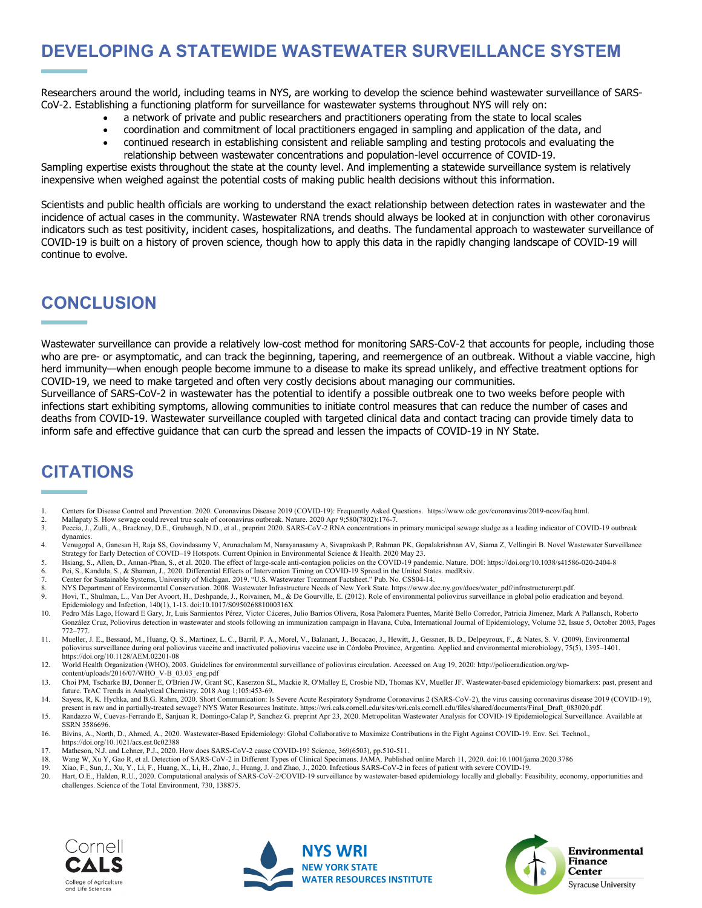## DEVELOPING A STATEWIDE WASTEWATER SURVEILLANCE SYSTEM

Researchers around the world, including teams in NYS, are working to develop the science behind wastewater surveillance of SARS-CoV-2. Establishing a functioning platform for surveillance for wastewater systems throughout NYS will rely on:

- a network of private and public researchers and practitioners operating from the state to local scales
- coordination and commitment of local practitioners engaged in sampling and application of the data, and
- continued research in establishing consistent and reliable sampling and testing protocols and evaluating the relationship between wastewater concentrations and population-level occurrence of COVID-19.

Sampling expertise exists throughout the state at the county level. And implementing a statewide surveillance system is relatively inexpensive when weighed against the potential costs of making public health decisions without this information.

Scientists and public health officials are working to understand the exact relationship between detection rates in wastewater and the incidence of actual cases in the community. Wastewater RNA trends should always be looked at in conjunction with other coronavirus indicators such as test positivity, incident cases, hospitalizations, and deaths. The fundamental approach to wastewater surveillance of COVID-19 is built on a history of proven science, though how to apply this data in the rapidly changing landscape of COVID-19 will continue to evolve.

## CONCLUSION

Wastewater surveillance can provide a relatively low-cost method for monitoring SARS-CoV-2 that accounts for people, including those who are pre- or asymptomatic, and can track the beginning, tapering, and reemergence of an outbreak. Without a viable vaccine, high herd immunity—when enough people become immune to a disease to make its spread unlikely, and effective treatment options for COVID-19, we need to make targeted and often very costly decisions about managing our communities.

Surveillance of SARS-CoV-2 in wastewater has the potential to identify a possible outbreak one to two weeks before people with infections start exhibiting symptoms, allowing communities to initiate control measures that can reduce the number of cases and deaths from COVID-19. Wastewater surveillance coupled with targeted clinical data and contact tracing can provide timely data to inform safe and effective guidance that can curb the spread and lessen the impacts of COVID-19 in NY State.

## CITATIONS

1. Centers for Disease Control and Prevention. 2020. Coronavirus Disease 2019 (COVID-19): Frequently Asked Questions. https://www.cdc.gov/coronavirus/2019-ncov/faq.html.
2. Mallapaty S. How sewage could reveal true scale of coronavirus outbreak. Nature. 2020 Apr 9;580(7802):176-7.
3. Peccia, J., Zulli, A., Brackney, D.E., Grubaugh, N.D., et al., preprint 2020. SARS-CoV-2 RNA concentrations in primary municipal sewage sludge as a leading indicator of COVID-19 outbreak dynamics.
4. Venugopal A, Ganesan H, Raja SS, Govindasamy V, Arunachalam M, Narayanasamy A, Sivaprakash P, Rahman PK, Gopalakrishnan AV, Siama Z, Vellingiri B. Novel Wastewater Surveillance Strategy for Early Detection of COVID–19 Hotspots. Current Opinion in Environmental Science & Health. 2020 May 23.
5. Hsiang, S., Allen, D., Annan-Phan, S., et al. 2020. The effect of large-scale anti-contagion policies on the COVID-19 pandemic. Nature. DOI: https://doi.org/10.1038/s41586-020-2404-8
6. Pei, S., Kandula, S., & Shaman, J., 2020. Differential Effects of Intervention Timing on COVID-19 Spread in the United States. medRxiv.
7. Center for Sustainable Systems, University of Michigan. 2019. "U.S. Wastewater Treatment Factsheet." Pub. No. CSS04-14.
8. NYS Department of Environmental Conservation. 2008. Wastewater Infrastructure Needs of New York State. https://www.dec.ny.gov/docs/water_pdf/infrastructurerpt.pdf.
9. Hovi, T., Shulman, L., Van Der Avoort, H., Deshpande, J., Roivainen, M., & De Gourville, E. (2012). Role of environmental poliovirus surveillance in global polio eradication and beyond. Epidemiology and Infection, 140(1), 1-13. doi:10.1017/S095026881000316X
10. Pedro Más Lago, Howard E Gary, Jr, Luis Sarmientos Pérez, Victor Cáceres, Julio Barrios Olivera, Rosa Palomera Puentes, Marité Bello Corredor, Patricia Jímenez, Mark A Pallansch, Roberto González Cruz, Poliovirus detection in wastewater and stools following an immunization campaign in Havana, Cuba, International Journal of Epidemiology, Volume 32, Issue 5, October 2003, Pages 772–777.
11. Mueller, J. E., Bessaud, M., Huang, Q. S., Martinez, L. C., Barril, P. A., Morel, V., Balanant, J., Bocacao, J., Hewitt, J., Gessner, B. D., Delpeyroux, F., & Nates, S. V. (2009). Environmental poliovirus surveillance during oral poliovirus vaccine and inactivated poliovirus vaccine use in Córdoba Province, Argentina. Applied and environmental microbiology, 75(5), 1395–1401. https://doi.org/10.1128/AEM.02201-08
12. World Health Organization (WHO), 2003. Guidelines for environmental surveillance of poliovirus circulation. Accessed on Aug 19, 2020: http://polioeradication.org/wp-content/uploads/2016/07/WHO_V-B_03.03_eng.pdf
13. Choi PM, Tscharke BJ, Donner E, O'Brien JW, Grant SC, Kaserzon SL, Mackie R, O'Malley E, Crosbie ND, Thomas KV, Mueller JF. Wastewater-based epidemiology biomarkers: past, present and future. TrAC Trends in Analytical Chemistry. 2018 Aug 1;105:453-69.
14. Sayess, R, K. Hychka, and B.G. Rahm, 2020. Short Communication: Is Severe Acute Respiratory Syndrome Coronavirus 2 (SARS-CoV-2), the virus causing coronavirus disease 2019 (COVID-19), present in raw and in partially-treated sewage? NYS Water Resources Institute. https://wri.cals.cornell.edu/sites/wri.cals.cornell.edu/files/shared/documents/Final_Draft_083020.pdf.
15. Randazzo W, Cuevas-Ferrando E, Sanjuan R, Domingo-Calap P, Sanchez G. preprint Apr 23, 2020. Metropolitan Wastewater Analysis for COVID-19 Epidemiological Surveillance. Available at SSRN 3586696.
16. Bivins, A., North, D., Ahmed, A., 2020. Wastewater-Based Epidemiology: Global Collaborative to Maximize Contributions in the Fight Against COVID-19. Env. Sci. Technol., https://doi.org/10.1021/acs.est.0c02388
17. Matheson, N.J. and Lehner, P.J., 2020. How does SARS-CoV-2 cause COVID-19? Science, 369(6503), pp.510-511.
18. Wang W, Xu Y, Gao R, et al. Detection of SARS-CoV-2 in Different Types of Clinical Specimens. JAMA. Published online March 11, 2020. doi:10.1001/jama.2020.3786
19. Xiao, F., Sun, J., Xu, Y., Li, F., Huang, X., Li, H., Zhao, J., Huang, J. and Zhao, J., 2020. Infectious SARS-CoV-2 in feces of patient with severe COVID-19.
20. Hart, O.E., Halden, R.U., 2020. Computational analysis of SARS-CoV-2/COVID-19 surveillance by wastewater-based epidemiology locally and globally: Feasibility, economy, opportunities and challenges. Science of the Total Environment, 730, 138875.

Cornell CALS College of Agriculture and Life Sciences

NYS WRI NEW YORK STATE WATER RESOURCES INSTITUTE

Environmental Finance Center Syracuse University